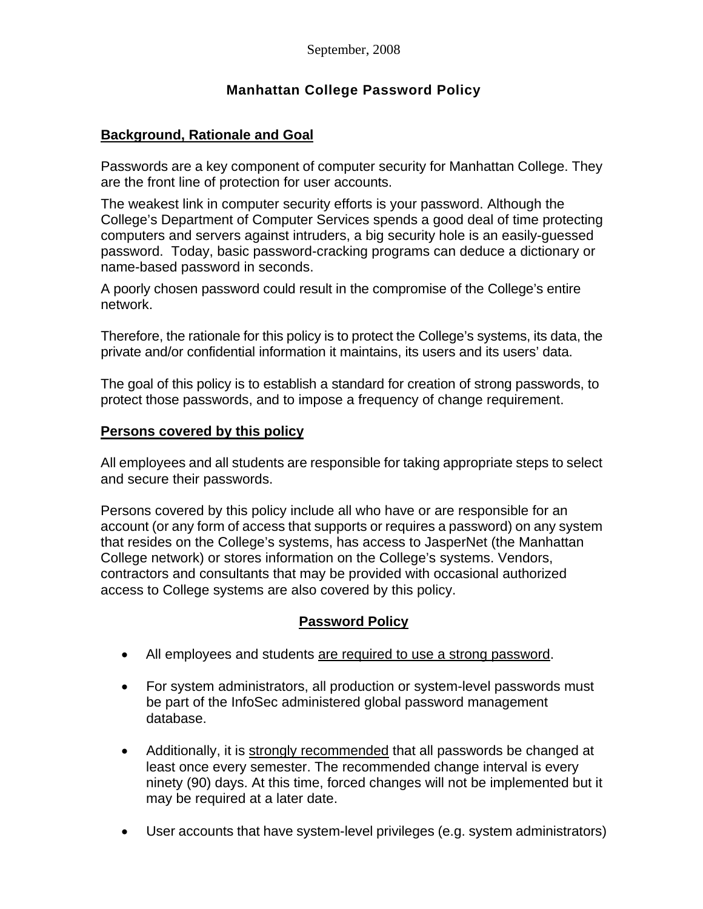September, 2008

# Manhattan College Password Policy

## Background, Rationale and Goal

Passwords are a key component of computer security for Manhattan College. They are the front line of protection for user accounts.

The weakest link in computer security efforts is your password. Although the College's Department of Computer Services spends a good deal of time protecting computers and servers against intruders, a big security hole is an easily-guessed password. Today, basic password-cracking programs can deduce a dictionary or name-based password in seconds.

A poorly chosen password could result in the compromise of the College's entire network.

Therefore, the rationale for this policy is to protect the College's systems, its data, the private and/or confidential information it maintains, its users and its users' data.

The goal of this policy is to establish a standard for creation of strong passwords, to protect those passwords, and to impose a frequency of change requirement.

## Persons covered by this policy

All employees and all students are responsible for taking appropriate steps to select and secure their passwords.

Persons covered by this policy include all who have or are responsible for an account (or any form of access that supports or requires a password) on any system that resides on the College's systems, has access to JasperNet (the Manhattan College network) or stores information on the College's systems. Vendors, contractors and consultants that may be provided with occasional authorized access to College systems are also covered by this policy.

## Password Policy

- All employees and students are required to use a strong password.
- For system administrators, all production or system-level passwords must be part of the InfoSec administered global password management database.
- Additionally, it is strongly recommended that all passwords be changed at least once every semester. The recommended change interval is every ninety (90) days. At this time, forced changes will not be implemented but it may be required at a later date.
- User accounts that have system-level privileges (e.g. system administrators)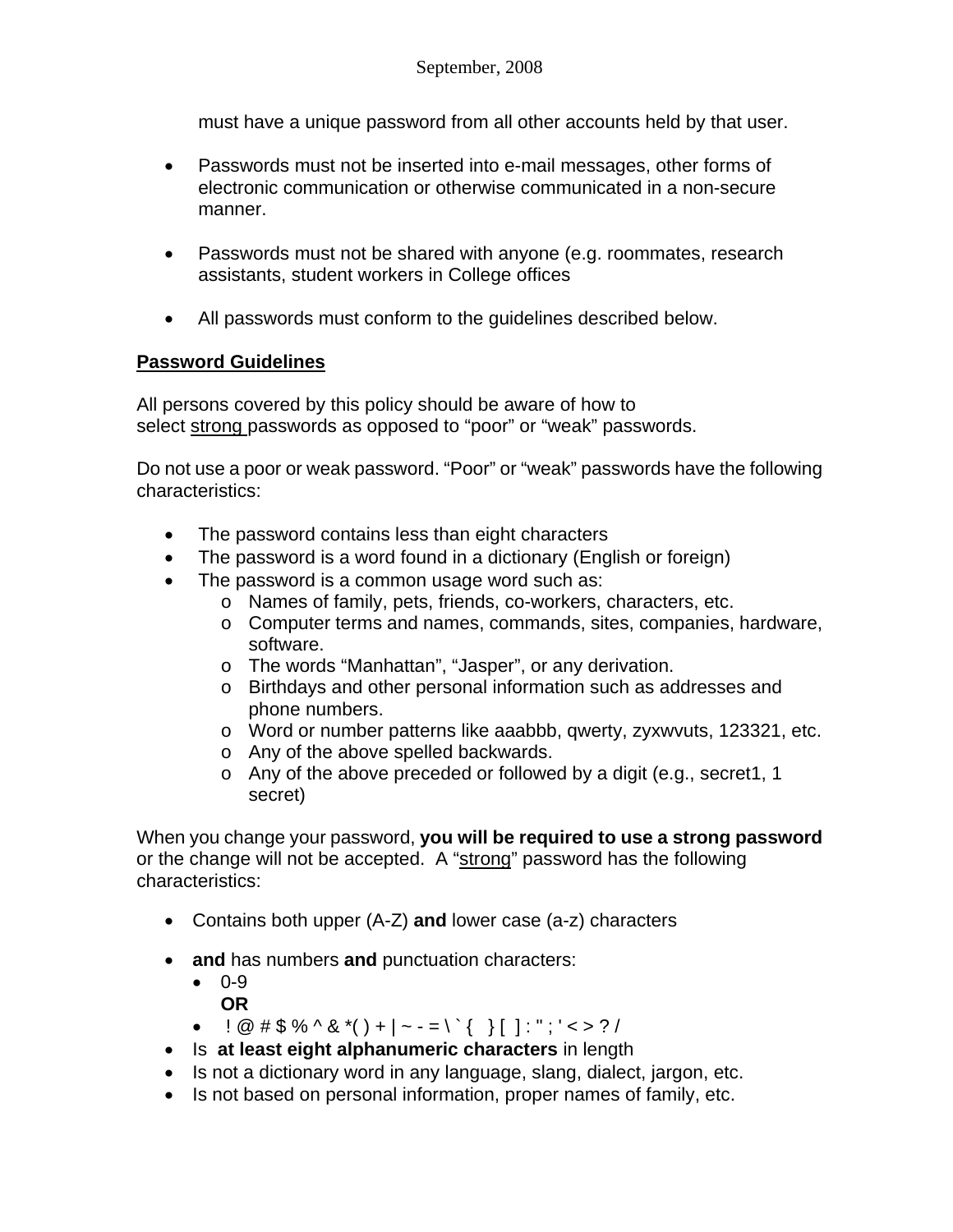must have a unique password from all other accounts held by that user.

- Passwords must not be inserted into e-mail messages, other forms of electronic communication or otherwise communicated in a non-secure manner.

- Passwords must not be shared with anyone (e.g. roommates, research assistants, student workers in College offices

- All passwords must conform to the guidelines described below.

## Password Guidelines

All persons covered by this policy should be aware of how to select strong passwords as opposed to "poor" or "weak" passwords.

Do not use a poor or weak password. "Poor" or "weak" passwords have the following characteristics:

- The password contains less than eight characters
- The password is a word found in a dictionary (English or foreign)
- The password is a common usage word such as:
  - Names of family, pets, friends, co-workers, characters, etc.
  - Computer terms and names, commands, sites, companies, hardware, software.
  - The words "Manhattan", "Jasper", or any derivation.
  - Birthdays and other personal information such as addresses and phone numbers.
  - Word or number patterns like aaabbb, qwerty, zyxwvuts, 123321, etc.
  - Any of the above spelled backwards.
  - Any of the above preceded or followed by a digit (e.g., secret1, 1 secret)

When you change your password, **you will be required to use a strong password** or the change will not be accepted. A "strong" password has the following characteristics:

- Contains both upper (A-Z) **and** lower case (a-z) characters

- **and** has numbers **and** punctuation characters:
  - 0-9
    **OR**
  - ! @ # $ % ^ & *( ) + | ~ - = \ ` { } [ ] : " ; ' < > ? /
- Is **at least eight alphanumeric characters** in length
- Is not a dictionary word in any language, slang, dialect, jargon, etc.
- Is not based on personal information, proper names of family, etc.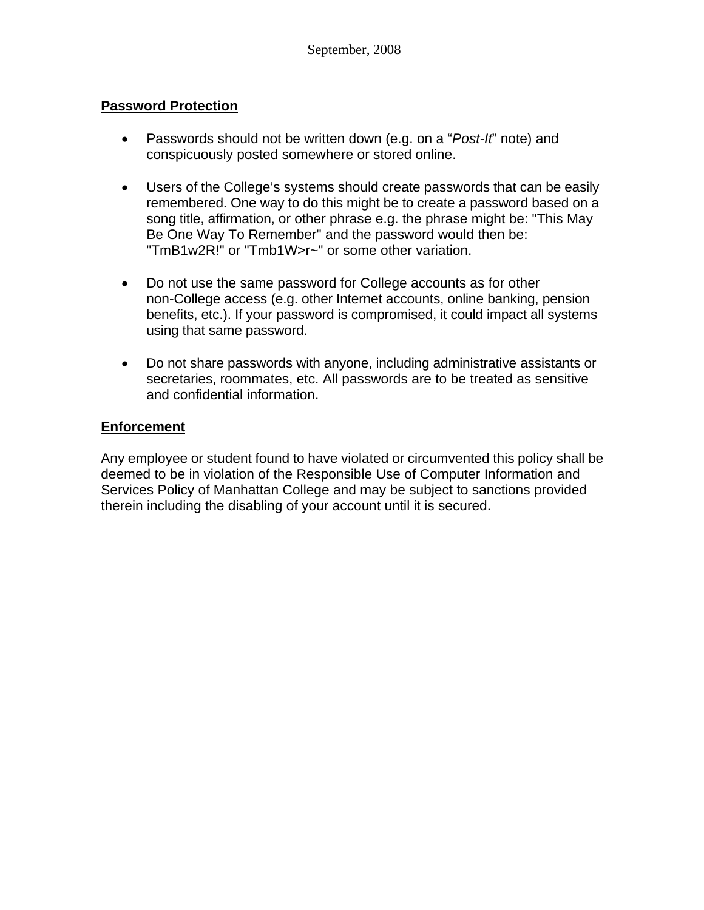## Password Protection

- Passwords should not be written down (e.g. on a "*Post-It*" note) and conspicuously posted somewhere or stored online.
- Users of the College's systems should create passwords that can be easily remembered. One way to do this might be to create a password based on a song title, affirmation, or other phrase e.g. the phrase might be: "This May Be One Way To Remember" and the password would then be: "TmB1w2R!" or "Tmb1W>r~" or some other variation.
- Do not use the same password for College accounts as for other non-College access (e.g. other Internet accounts, online banking, pension benefits, etc.). If your password is compromised, it could impact all systems using that same password.
- Do not share passwords with anyone, including administrative assistants or secretaries, roommates, etc. All passwords are to be treated as sensitive and confidential information.

## Enforcement

Any employee or student found to have violated or circumvented this policy shall be deemed to be in violation of the Responsible Use of Computer Information and Services Policy of Manhattan College and may be subject to sanctions provided therein including the disabling of your account until it is secured.